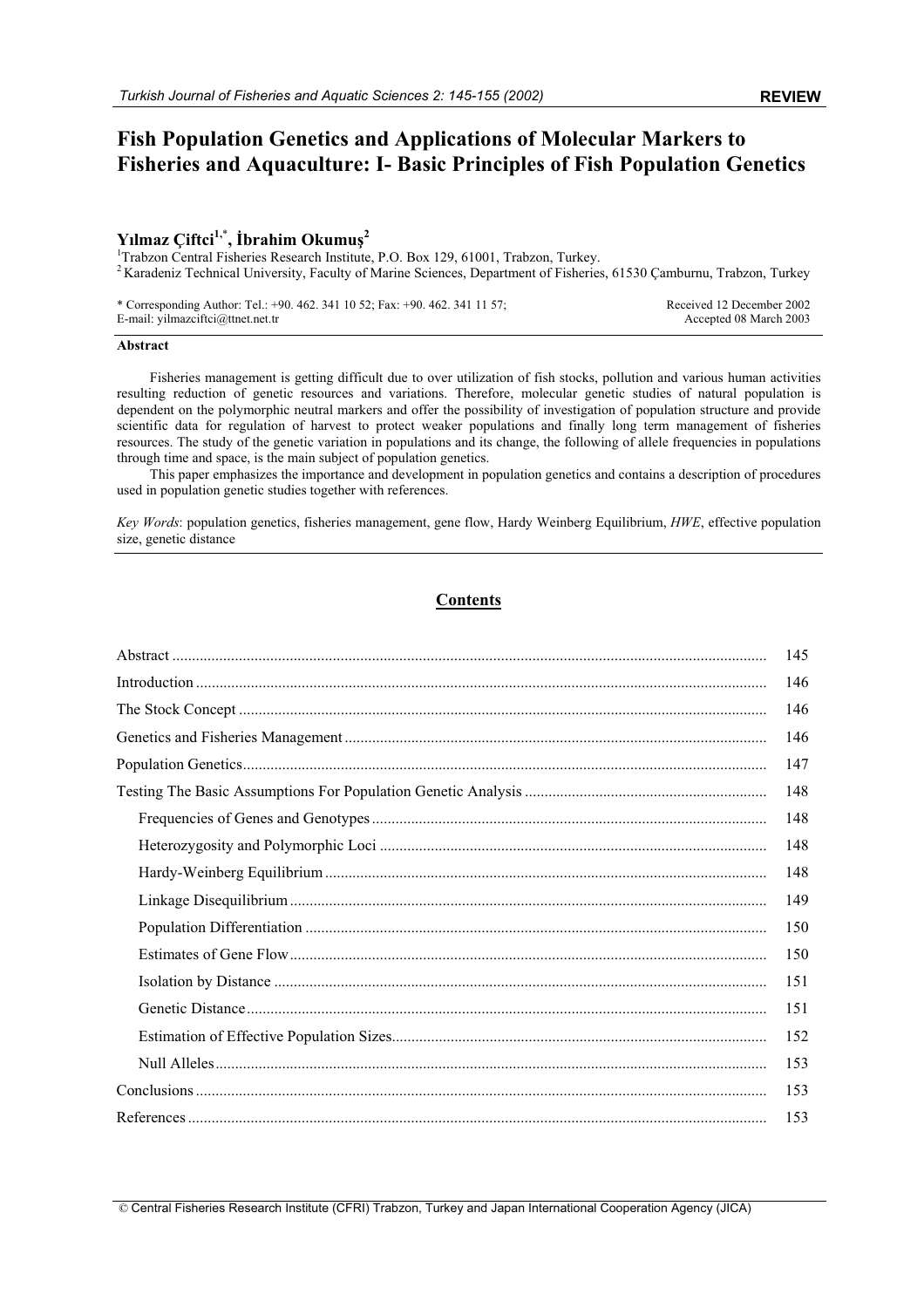REVIEW

# Fish Population Genetics and Applications of Molecular Markers to Fisheries and Aquaculture: I- Basic Principles of Fish Population Genetics

**Yılmaz Çiftci[1,*], İbrahim Okumuş[2]**

[1]Trabzon Central Fisheries Research Institute, P.O. Box 129, 61001, Trabzon, Turkey.
[2]Karadeniz Technical University, Faculty of Marine Sciences, Department of Fisheries, 61530 Çamburnu, Trabzon, Turkey

\* Corresponding Author: Tel.: +90. 462. 341 10 52; Fax: +90. 462. 341 11 57;
E-mail: yilmazciftci@ttnet.net.tr

Received 12 December 2002
Accepted 08 March 2003

**Abstract**

Fisheries management is getting difficult due to over utilization of fish stocks, pollution and various human activities resulting reduction of genetic resources and variations. Therefore, molecular genetic studies of natural population is dependent on the polymorphic neutral markers and offer the possibility of investigation of population structure and provide scientific data for regulation of harvest to protect weaker populations and finally long term management of fisheries resources. The study of the genetic variation in populations and its change, the following of allele frequencies in populations through time and space, is the main subject of population genetics.

This paper emphasizes the importance and development in population genetics and contains a description of procedures used in population genetic studies together with references.

*Key Words*: population genetics, fisheries management, gene flow, Hardy Weinberg Equilibrium, *HWE*, effective population size, genetic distance

## Contents

| | |
|---|---|
| Abstract | 145 |
| Introduction | 146 |
| The Stock Concept | 146 |
| Genetics and Fisheries Management | 146 |
| Population Genetics | 147 |
| Testing The Basic Assumptions For Population Genetic Analysis | 148 |
| Frequencies of Genes and Genotypes | 148 |
| Heterozygosity and Polymorphic Loci | 148 |
| Hardy-Weinberg Equilibrium | 148 |
| Linkage Disequilibrium | 149 |
| Population Differentiation | 150 |
| Estimates of Gene Flow | 150 |
| Isolation by Distance | 151 |
| Genetic Distance | 151 |
| Estimation of Effective Population Sizes | 152 |
| Null Alleles | 153 |
| Conclusions | 153 |
| References | 153 |

© Central Fisheries Research Institute (CFRI) Trabzon, Turkey and Japan International Cooperation Agency (JICA)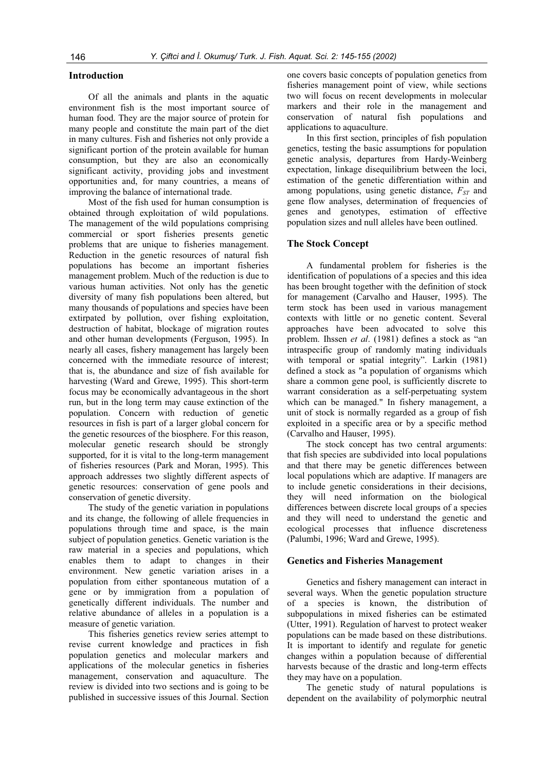## Introduction

Of all the animals and plants in the aquatic environment fish is the most important source of human food. They are the major source of protein for many people and constitute the main part of the diet in many cultures. Fish and fisheries not only provide a significant portion of the protein available for human consumption, but they are also an economically significant activity, providing jobs and investment opportunities and, for many countries, a means of improving the balance of international trade.

Most of the fish used for human consumption is obtained through exploitation of wild populations. The management of the wild populations comprising commercial or sport fisheries presents genetic problems that are unique to fisheries management. Reduction in the genetic resources of natural fish populations has become an important fisheries management problem. Much of the reduction is due to various human activities. Not only has the genetic diversity of many fish populations been altered, but many thousands of populations and species have been extirpated by pollution, over fishing exploitation, destruction of habitat, blockage of migration routes and other human developments (Ferguson, 1995). In nearly all cases, fishery management has largely been concerned with the immediate resource of interest; that is, the abundance and size of fish available for harvesting (Ward and Grewe, 1995). This short-term focus may be economically advantageous in the short run, but in the long term may cause extinction of the population. Concern with reduction of genetic resources in fish is part of a larger global concern for the genetic resources of the biosphere. For this reason, molecular genetic research should be strongly supported, for it is vital to the long-term management of fisheries resources (Park and Moran, 1995). This approach addresses two slightly different aspects of genetic resources: conservation of gene pools and conservation of genetic diversity.

The study of the genetic variation in populations and its change, the following of allele frequencies in populations through time and space, is the main subject of population genetics. Genetic variation is the raw material in a species and populations, which enables them to adapt to changes in their environment. New genetic variation arises in a population from either spontaneous mutation of a gene or by immigration from a population of genetically different individuals. The number and relative abundance of alleles in a population is a measure of genetic variation.

This fisheries genetics review series attempt to revise current knowledge and practices in fish population genetics and molecular markers and applications of the molecular genetics in fisheries management, conservation and aquaculture. The review is divided into two sections and is going to be published in successive issues of this Journal. Section one covers basic concepts of population genetics from fisheries management point of view, while sections two will focus on recent developments in molecular markers and their role in the management and conservation of natural fish populations and applications to aquaculture.

In this first section, principles of fish population genetics, testing the basic assumptions for population genetic analysis, departures from Hardy-Weinberg expectation, linkage disequilibrium between the loci, estimation of the genetic differentiation within and among populations, using genetic distance, $F_{ST}$ and gene flow analyses, determination of frequencies of genes and genotypes, estimation of effective population sizes and null alleles have been outlined.

## The Stock Concept

A fundamental problem for fisheries is the identification of populations of a species and this idea has been brought together with the definition of stock for management (Carvalho and Hauser, 1995). The term stock has been used in various management contexts with little or no genetic content. Several approaches have been advocated to solve this problem. Ihssen *et al*. (1981) defines a stock as "an intraspecific group of randomly mating individuals with temporal or spatial integrity". Larkin (1981) defined a stock as "a population of organisms which share a common gene pool, is sufficiently discrete to warrant consideration as a self-perpetuating system which can be managed." In fishery management, a unit of stock is normally regarded as a group of fish exploited in a specific area or by a specific method (Carvalho and Hauser, 1995).

The stock concept has two central arguments: that fish species are subdivided into local populations and that there may be genetic differences between local populations which are adaptive. If managers are to include genetic considerations in their decisions, they will need information on the biological differences between discrete local groups of a species and they will need to understand the genetic and ecological processes that influence discreteness (Palumbi, 1996; Ward and Grewe, 1995).

## Genetics and Fisheries Management

Genetics and fishery management can interact in several ways. When the genetic population structure of a species is known, the distribution of subpopulations in mixed fisheries can be estimated (Utter, 1991). Regulation of harvest to protect weaker populations can be made based on these distributions. It is important to identify and regulate for genetic changes within a population because of differential harvests because of the drastic and long-term effects they may have on a population.

The genetic study of natural populations is dependent on the availability of polymorphic neutral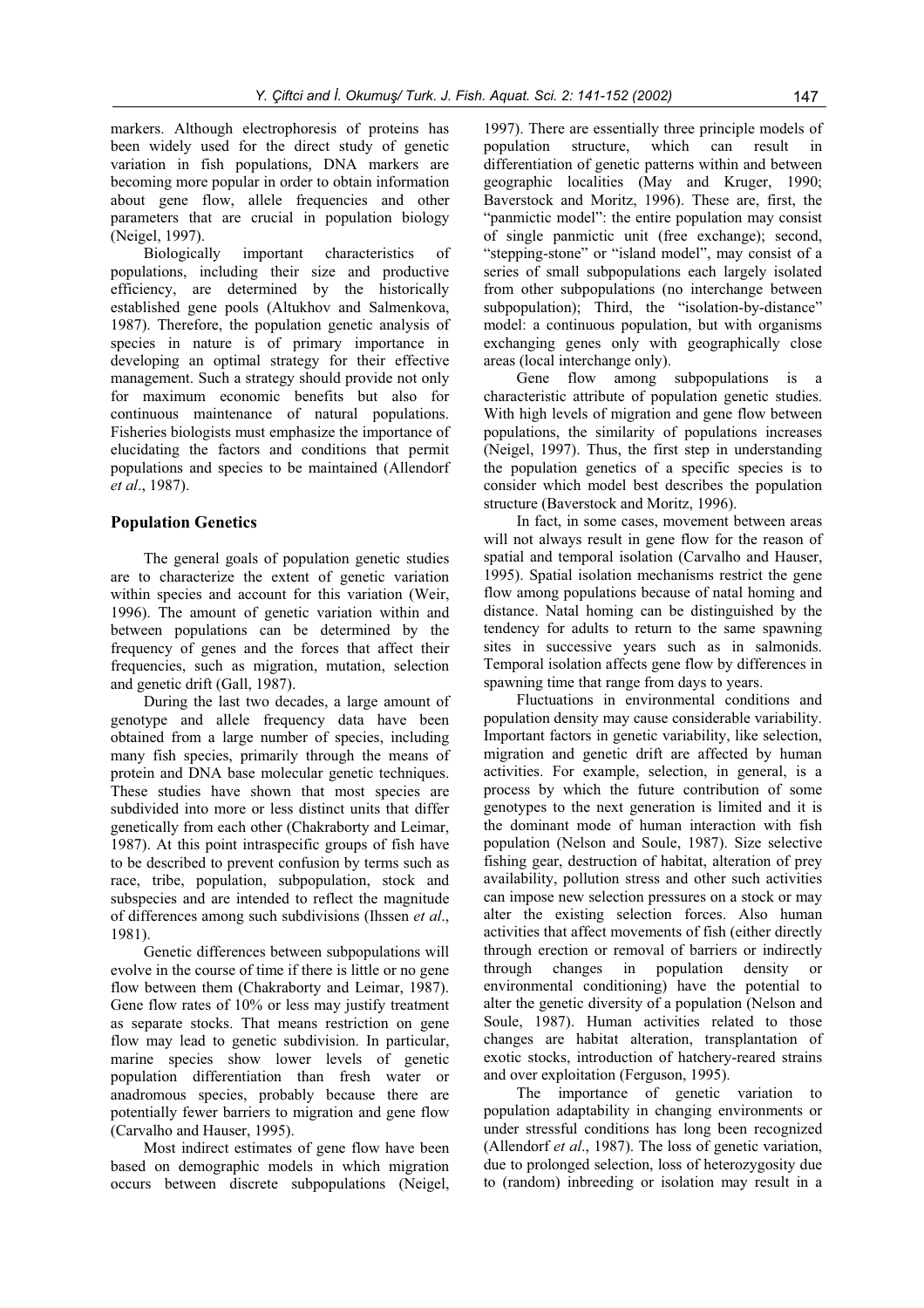markers. Although electrophoresis of proteins has been widely used for the direct study of genetic variation in fish populations, DNA markers are becoming more popular in order to obtain information about gene flow, allele frequencies and other parameters that are crucial in population biology (Neigel, 1997).

Biologically important characteristics of populations, including their size and productive efficiency, are determined by the historically established gene pools (Altukhov and Salmenkova, 1987). Therefore, the population genetic analysis of species in nature is of primary importance in developing an optimal strategy for their effective management. Such a strategy should provide not only for maximum economic benefits but also for continuous maintenance of natural populations. Fisheries biologists must emphasize the importance of elucidating the factors and conditions that permit populations and species to be maintained (Allendorf *et al*., 1987).

## Population Genetics

The general goals of population genetic studies are to characterize the extent of genetic variation within species and account for this variation (Weir, 1996). The amount of genetic variation within and between populations can be determined by the frequency of genes and the forces that affect their frequencies, such as migration, mutation, selection and genetic drift (Gall, 1987).

During the last two decades, a large amount of genotype and allele frequency data have been obtained from a large number of species, including many fish species, primarily through the means of protein and DNA base molecular genetic techniques. These studies have shown that most species are subdivided into more or less distinct units that differ genetically from each other (Chakraborty and Leimar, 1987). At this point intraspecific groups of fish have to be described to prevent confusion by terms such as race, tribe, population, subpopulation, stock and subspecies and are intended to reflect the magnitude of differences among such subdivisions (Ihssen *et al*., 1981).

Genetic differences between subpopulations will evolve in the course of time if there is little or no gene flow between them (Chakraborty and Leimar, 1987). Gene flow rates of 10% or less may justify treatment as separate stocks. That means restriction on gene flow may lead to genetic subdivision. In particular, marine species show lower levels of genetic population differentiation than fresh water or anadromous species, probably because there are potentially fewer barriers to migration and gene flow (Carvalho and Hauser, 1995).

Most indirect estimates of gene flow have been based on demographic models in which migration occurs between discrete subpopulations (Neigel, 1997). There are essentially three principle models of population structure, which can result in differentiation of genetic patterns within and between geographic localities (May and Kruger, 1990; Baverstock and Moritz, 1996). These are, first, the "panmictic model": the entire population may consist of single panmictic unit (free exchange); second, "stepping-stone" or "island model", may consist of a series of small subpopulations each largely isolated from other subpopulations (no interchange between subpopulation); Third, the "isolation-by-distance" model: a continuous population, but with organisms exchanging genes only with geographically close areas (local interchange only).

Gene flow among subpopulations is a characteristic attribute of population genetic studies. With high levels of migration and gene flow between populations, the similarity of populations increases (Neigel, 1997). Thus, the first step in understanding the population genetics of a specific species is to consider which model best describes the population structure (Baverstock and Moritz, 1996).

In fact, in some cases, movement between areas will not always result in gene flow for the reason of spatial and temporal isolation (Carvalho and Hauser, 1995). Spatial isolation mechanisms restrict the gene flow among populations because of natal homing and distance. Natal homing can be distinguished by the tendency for adults to return to the same spawning sites in successive years such as in salmonids. Temporal isolation affects gene flow by differences in spawning time that range from days to years.

Fluctuations in environmental conditions and population density may cause considerable variability. Important factors in genetic variability, like selection, migration and genetic drift are affected by human activities. For example, selection, in general, is a process by which the future contribution of some genotypes to the next generation is limited and it is the dominant mode of human interaction with fish population (Nelson and Soule, 1987). Size selective fishing gear, destruction of habitat, alteration of prey availability, pollution stress and other such activities can impose new selection pressures on a stock or may alter the existing selection forces. Also human activities that affect movements of fish (either directly through erection or removal of barriers or indirectly through changes in population density or environmental conditioning) have the potential to alter the genetic diversity of a population (Nelson and Soule, 1987). Human activities related to those changes are habitat alteration, transplantation of exotic stocks, introduction of hatchery-reared strains and over exploitation (Ferguson, 1995).

The importance of genetic variation to population adaptability in changing environments or under stressful conditions has long been recognized (Allendorf *et al*., 1987). The loss of genetic variation, due to prolonged selection, loss of heterozygosity due to (random) inbreeding or isolation may result in a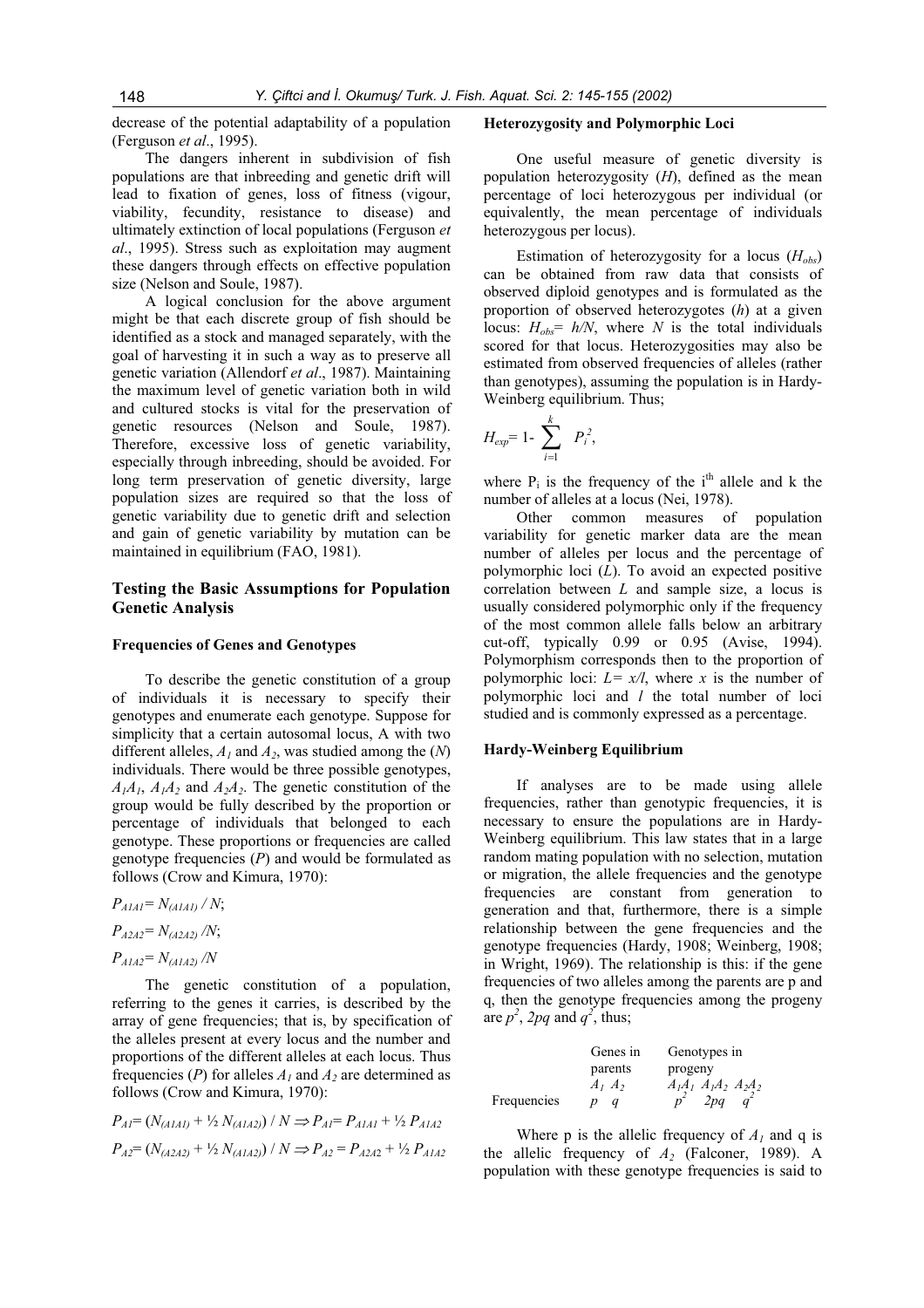decrease of the potential adaptability of a population (Ferguson *et al*., 1995).

The dangers inherent in subdivision of fish populations are that inbreeding and genetic drift will lead to fixation of genes, loss of fitness (vigour, viability, fecundity, resistance to disease) and ultimately extinction of local populations (Ferguson *et al*., 1995). Stress such as exploitation may augment these dangers through effects on effective population size (Nelson and Soule, 1987).

A logical conclusion for the above argument might be that each discrete group of fish should be identified as a stock and managed separately, with the goal of harvesting it in such a way as to preserve all genetic variation (Allendorf *et al*., 1987). Maintaining the maximum level of genetic variation both in wild and cultured stocks is vital for the preservation of genetic resources (Nelson and Soule, 1987). Therefore, excessive loss of genetic variability, especially through inbreeding, should be avoided. For long term preservation of genetic diversity, large population sizes are required so that the loss of genetic variability due to genetic drift and selection and gain of genetic variability by mutation can be maintained in equilibrium (FAO, 1981).

## Testing the Basic Assumptions for Population Genetic Analysis

### Frequencies of Genes and Genotypes

To describe the genetic constitution of a group of individuals it is necessary to specify their genotypes and enumerate each genotype. Suppose for simplicity that a certain autosomal locus, A with two different alleles, $A_1$ and $A_2$, was studied among the ($N$) individuals. There would be three possible genotypes, $A_1A_1$, $A_1A_2$ and $A_2A_2$. The genetic constitution of the group would be fully described by the proportion or percentage of individuals that belonged to each genotype. These proportions or frequencies are called genotype frequencies ($P$) and would be formulated as follows (Crow and Kimura, 1970):

$P_{A1A1} = N_{(A1A1)} / N$;

$P_{A2A2} = N_{(A2A2)} / N$;

$P_{A1A2} = N_{(A1A2)} / N$

The genetic constitution of a population, referring to the genes it carries, is described by the array of gene frequencies; that is, by specification of the alleles present at every locus and the number and proportions of the different alleles at each locus. Thus frequencies ($P$) for alleles $A_1$ and $A_2$ are determined as follows (Crow and Kimura, 1970):

$P_{A1} = (N_{(A1A1)} + ½\, N_{(A1A2)}) / N \Rightarrow P_{A1} = P_{A1A1} + ½\, P_{A1A2}$

$P_{A2} = (N_{(A2A2)} + ½\, N_{(A1A2)}) / N \Rightarrow P_{A2} = P_{A2A2} + ½\, P_{A1A2}$

### Heterozygosity and Polymorphic Loci

One useful measure of genetic diversity is population heterozygosity ($H$), defined as the mean percentage of loci heterozygous per individual (or equivalently, the mean percentage of individuals heterozygous per locus).

Estimation of heterozygosity for a locus ($H_{obs}$) can be obtained from raw data that consists of observed diploid genotypes and is formulated as the proportion of observed heterozygotes ($h$) at a given locus: $H_{obs} = h/N$, where $N$ is the total individuals scored for that locus. Heterozygosities may also be estimated from observed frequencies of alleles (rather than genotypes), assuming the population is in Hardy-Weinberg equilibrium. Thus;

$$H_{exp} = 1 - \sum_{i=1}^{k} P_i^2,$$

where $P_i$ is the frequency of the $i^{th}$ allele and k the number of alleles at a locus (Nei, 1978).

Other common measures of population variability for genetic marker data are the mean number of alleles per locus and the percentage of polymorphic loci ($L$). To avoid an expected positive correlation between $L$ and sample size, a locus is usually considered polymorphic only if the frequency of the most common allele falls below an arbitrary cut-off, typically 0.99 or 0.95 (Avise, 1994). Polymorphism corresponds then to the proportion of polymorphic loci: $L = x/l$, where $x$ is the number of polymorphic loci and $l$ the total number of loci studied and is commonly expressed as a percentage.

### Hardy-Weinberg Equilibrium

If analyses are to be made using allele frequencies, rather than genotypic frequencies, it is necessary to ensure the populations are in Hardy-Weinberg equilibrium. This law states that in a large random mating population with no selection, mutation or migration, the allele frequencies and the genotype frequencies are constant from generation to generation and that, furthermore, there is a simple relationship between the gene frequencies and the genotype frequencies (Hardy, 1908; Weinberg, 1908; in Wright, 1969). The relationship is this: if the gene frequencies of two alleles among the parents are p and q, then the genotype frequencies among the progeny are $p^2$, $2pq$ and $q^2$, thus;

| | Genes in parents | | Genotypes in progeny | | |
|---|---|---|---|---|---|
| | $A_1$ | $A_2$ | $A_1A_1$ | $A_1A_2$ | $A_2A_2$ |
| Frequencies | $p$ | $q$ | $p^2$ | $2pq$ | $q^2$ |

Where p is the allelic frequency of $A_1$ and q is the allelic frequency of $A_2$ (Falconer, 1989). A population with these genotype frequencies is said to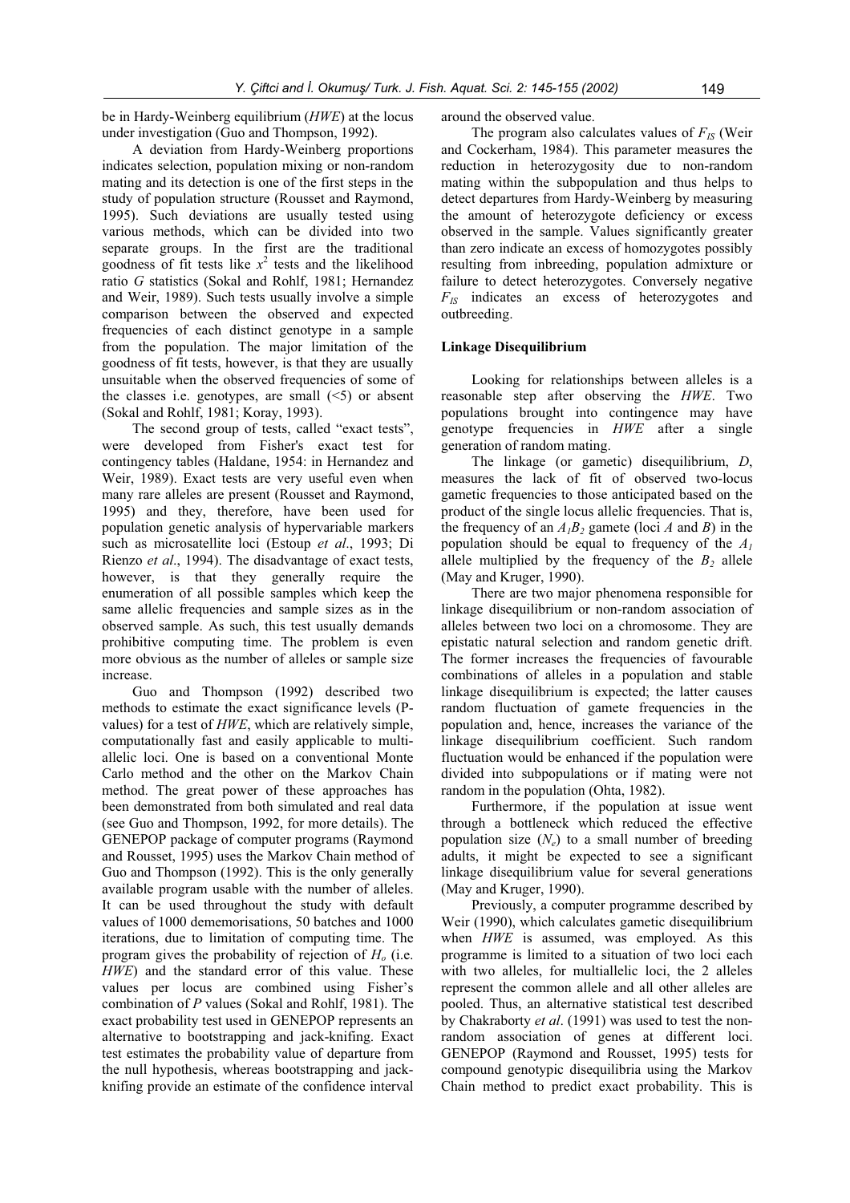be in Hardy-Weinberg equilibrium (*HWE*) at the locus under investigation (Guo and Thompson, 1992).

A deviation from Hardy-Weinberg proportions indicates selection, population mixing or non-random mating and its detection is one of the first steps in the study of population structure (Rousset and Raymond, 1995). Such deviations are usually tested using various methods, which can be divided into two separate groups. In the first are the traditional goodness of fit tests like $x^2$ tests and the likelihood ratio *G* statistics (Sokal and Rohlf, 1981; Hernandez and Weir, 1989). Such tests usually involve a simple comparison between the observed and expected frequencies of each distinct genotype in a sample from the population. The major limitation of the goodness of fit tests, however, is that they are usually unsuitable when the observed frequencies of some of the classes i.e. genotypes, are small (<5) or absent (Sokal and Rohlf, 1981; Koray, 1993).

The second group of tests, called "exact tests", were developed from Fisher's exact test for contingency tables (Haldane, 1954: in Hernandez and Weir, 1989). Exact tests are very useful even when many rare alleles are present (Rousset and Raymond, 1995) and they, therefore, have been used for population genetic analysis of hypervariable markers such as microsatellite loci (Estoup *et al*., 1993; Di Rienzo *et al*., 1994). The disadvantage of exact tests, however, is that they generally require the enumeration of all possible samples which keep the same allelic frequencies and sample sizes as in the observed sample. As such, this test usually demands prohibitive computing time. The problem is even more obvious as the number of alleles or sample size increase.

Guo and Thompson (1992) described two methods to estimate the exact significance levels (P-values) for a test of *HWE*, which are relatively simple, computationally fast and easily applicable to multi-allelic loci. One is based on a conventional Monte Carlo method and the other on the Markov Chain method. The great power of these approaches has been demonstrated from both simulated and real data (see Guo and Thompson, 1992, for more details). The GENEPOP package of computer programs (Raymond and Rousset, 1995) uses the Markov Chain method of Guo and Thompson (1992). This is the only generally available program usable with the number of alleles. It can be used throughout the study with default values of 1000 dememorisations, 50 batches and 1000 iterations, due to limitation of computing time. The program gives the probability of rejection of $H_o$ (i.e. *HWE*) and the standard error of this value. These values per locus are combined using Fisher's combination of *P* values (Sokal and Rohlf, 1981). The exact probability test used in GENEPOP represents an alternative to bootstrapping and jack-knifing. Exact test estimates the probability value of departure from the null hypothesis, whereas bootstrapping and jack-knifing provide an estimate of the confidence interval around the observed value.

The program also calculates values of $F_{IS}$ (Weir and Cockerham, 1984). This parameter measures the reduction in heterozygosity due to non-random mating within the subpopulation and thus helps to detect departures from Hardy-Weinberg by measuring the amount of heterozygote deficiency or excess observed in the sample. Values significantly greater than zero indicate an excess of homozygotes possibly resulting from inbreeding, population admixture or failure to detect heterozygotes. Conversely negative $F_{IS}$ indicates an excess of heterozygotes and outbreeding.

#### Linkage Disequilibrium

Looking for relationships between alleles is a reasonable step after observing the *HWE*. Two populations brought into contingence may have genotype frequencies in *HWE* after a single generation of random mating.

The linkage (or gametic) disequilibrium, *D*, measures the lack of fit of observed two-locus gametic frequencies to those anticipated based on the product of the single locus allelic frequencies. That is, the frequency of an $A_1B_2$ gamete (loci *A* and *B*) in the population should be equal to frequency of the $A_1$ allele multiplied by the frequency of the $B_2$ allele (May and Kruger, 1990).

There are two major phenomena responsible for linkage disequilibrium or non-random association of alleles between two loci on a chromosome. They are epistatic natural selection and random genetic drift. The former increases the frequencies of favourable combinations of alleles in a population and stable linkage disequilibrium is expected; the latter causes random fluctuation of gamete frequencies in the population and, hence, increases the variance of the linkage disequilibrium coefficient. Such random fluctuation would be enhanced if the population were divided into subpopulations or if mating were not random in the population (Ohta, 1982).

Furthermore, if the population at issue went through a bottleneck which reduced the effective population size ($N_e$) to a small number of breeding adults, it might be expected to see a significant linkage disequilibrium value for several generations (May and Kruger, 1990).

Previously, a computer programme described by Weir (1990), which calculates gametic disequilibrium when *HWE* is assumed, was employed. As this programme is limited to a situation of two loci each with two alleles, for multiallelic loci, the 2 alleles represent the common allele and all other alleles are pooled. Thus, an alternative statistical test described by Chakraborty *et al*. (1991) was used to test the non-random association of genes at different loci. GENEPOP (Raymond and Rousset, 1995) tests for compound genotypic disequilibria using the Markov Chain method to predict exact probability. This is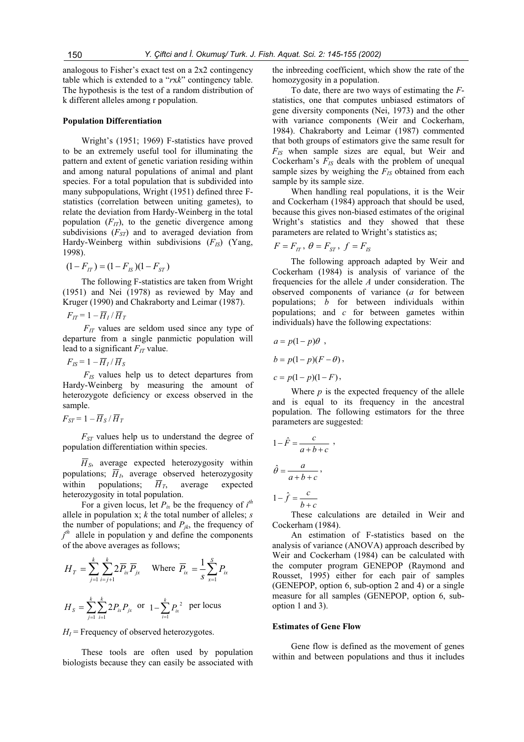analogous to Fisher's exact test on a 2x2 contingency table which is extended to a "$r$x$k$" contingency table. The hypothesis is the test of a random distribution of k different alleles among r population.

**Population Differentiation**

Wright's (1951; 1969) F-statistics have proved to be an extremely useful tool for illuminating the pattern and extent of genetic variation residing within and among natural populations of animal and plant species. For a total population that is subdivided into many subpopulations, Wright (1951) defined three F-statistics (correlation between uniting gametes), to relate the deviation from Hardy-Weinberg in the total population ($F_{IT}$), to the genetic divergence among subdivisions ($F_{ST}$) and to averaged deviation from Hardy-Weinberg within subdivisions ($F_{IS}$) (Yang, 1998).

$$(1-F_{IT}) = (1-F_{IS})(1-F_{ST})$$

The following F-statistics are taken from Wright (1951) and Nei (1978) as reviewed by May and Kruger (1990) and Chakraborty and Leimar (1987).

$$F_{IT} = 1 - \overline{H}_I / \overline{H}_T$$

$F_{IT}$ values are seldom used since any type of departure from a single panmictic population will lead to a significant $F_{IT}$ value.

$$F_{IS} = 1 - \overline{H}_I / \overline{H}_S$$

$F_{IS}$ values help us to detect departures from Hardy-Weinberg by measuring the amount of heterozygote deficiency or excess observed in the sample.

$$F_{ST} = 1 - \overline{H}_S / \overline{H}_T$$

$F_{ST}$ values help us to understand the degree of population differentiation within species.

$\overline{H}_S$, average expected heterozygosity within populations; $\overline{H}_I$, average observed heterozygosity within populations; $\overline{H}_T$, average expected heterozygosity in total population.

For a given locus, let $P_{ix}$ be the frequency of $i^{th}$ allele in population x; $k$ the total number of alleles; $s$ the number of populations; and $P_{jk}$, the frequency of $j^{th}$ allele in population y and define the components of the above averages as follows;

$$H_T = \sum_{j=1}^{k}\sum_{i=j+1}^{k} 2\overline{P}_{ix}\overline{P}_{jx} \quad \text{Where } \overline{P}_{ix} = \frac{1}{s}\sum_{x=1}^{S} P_{ix}$$

$$H_S = \sum_{j=1}^{k}\sum_{i=1}^{k} 2P_{ix}P_{jx} \text{ or } 1-\sum_{i=1}^{k} P_{ix}^{2} \text{ per locus}$$

$H_I$ = Frequency of observed heterozygotes.

These tools are often used by population biologists because they can easily be associated with the inbreeding coefficient, which show the rate of the homozygosity in a population.

To date, there are two ways of estimating the $F$-statistics, one that computes unbiased estimators of gene diversity components (Nei, 1973) and the other with variance components (Weir and Cockerham, 1984). Chakraborty and Leimar (1987) commented that both groups of estimators give the same result for $F_{IS}$ when sample sizes are equal, but Weir and Cockerham's $F_{IS}$ deals with the problem of unequal sample sizes by weighing the $F_{IS}$ obtained from each sample by its sample size.

When handling real populations, it is the Weir and Cockerham (1984) approach that should be used, because this gives non-biased estimates of the original Wright's statistics and they showed that these parameters are related to Wright's statistics as;

$$F = F_{IT},\ \theta = F_{ST},\ f = F_{IS}$$

The following approach adapted by Weir and Cockerham (1984) is analysis of variance of the frequencies for the allele $A$ under consideration. The observed components of variance ($a$ for between populations; $b$ for between individuals within populations; and $c$ for between gametes within individuals) have the following expectations:

$$a = p(1-p)\theta\ ,$$

$$b = p(1-p)(F-\theta)\,,$$

$$c = p(1-p)(1-F)\,,$$

Where $p$ is the expected frequency of the allele and is equal to its frequency in the ancestral population. The following estimators for the three parameters are suggested:

$$1-\hat{F} = \frac{c}{a+b+c}\ ,$$

$$\hat{\theta} = \frac{a}{a+b+c}\,,$$

$$1-\hat{f} = \frac{c}{b+c}$$

These calculations are detailed in Weir and Cockerham (1984).

An estimation of F-statistics based on the analysis of variance (ANOVA) approach described by Weir and Cockerham (1984) can be calculated with the computer program GENEPOP (Raymond and Rousset, 1995) either for each pair of samples (GENEPOP, option 6, sub-option 2 and 4) or a single measure for all samples (GENEPOP, option 6, sub-option 1 and 3).

**Estimates of Gene Flow**

Gene flow is defined as the movement of genes within and between populations and thus it includes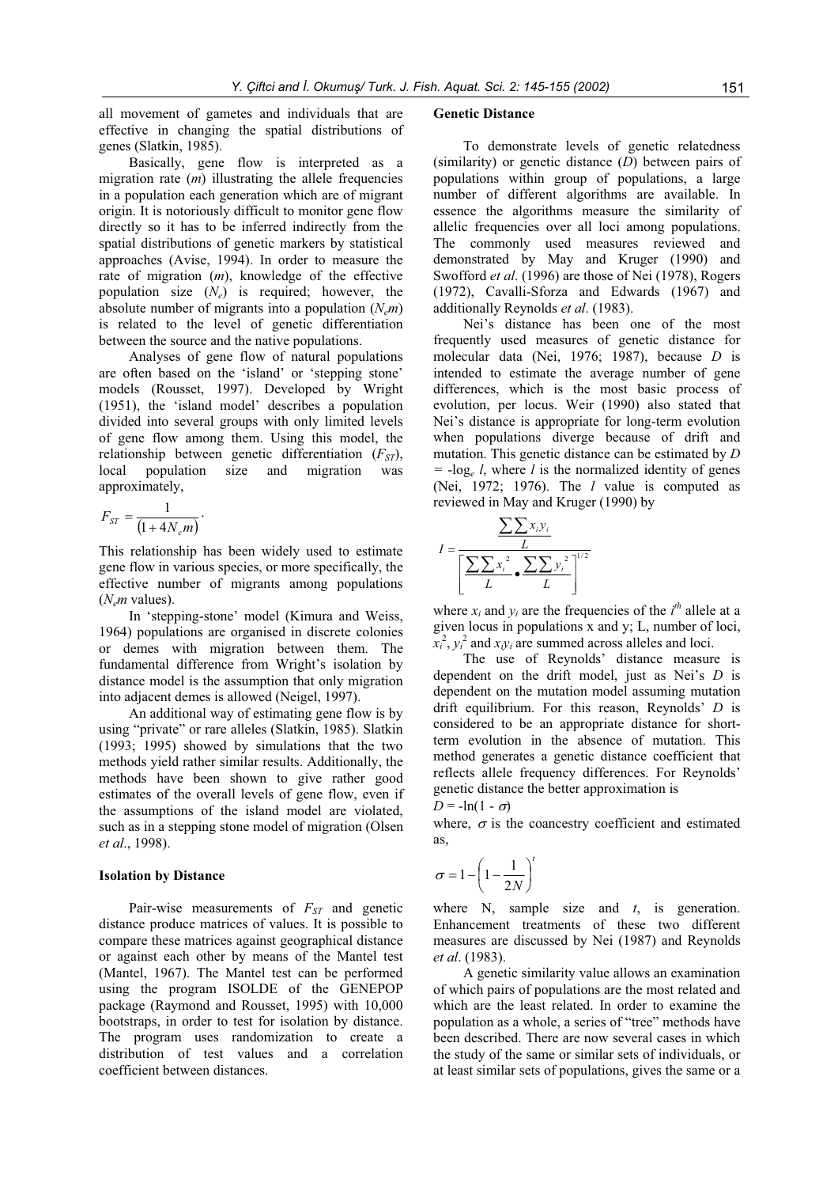all movement of gametes and individuals that are effective in changing the spatial distributions of genes (Slatkin, 1985).

Basically, gene flow is interpreted as a migration rate ($m$) illustrating the allele frequencies in a population each generation which are of migrant origin. It is notoriously difficult to monitor gene flow directly so it has to be inferred indirectly from the spatial distributions of genetic markers by statistical approaches (Avise, 1994). In order to measure the rate of migration ($m$), knowledge of the effective population size ($N_e$) is required; however, the absolute number of migrants into a population ($N_e m$) is related to the level of genetic differentiation between the source and the native populations.

Analyses of gene flow of natural populations are often based on the 'island' or 'stepping stone' models (Rousset, 1997). Developed by Wright (1951), the 'island model' describes a population divided into several groups with only limited levels of gene flow among them. Using this model, the relationship between genetic differentiation ($F_{ST}$), local population size and migration was approximately,

$$F_{ST} = \frac{1}{(1 + 4N_e m)}.$$

This relationship has been widely used to estimate gene flow in various species, or more specifically, the effective number of migrants among populations ($N_e m$ values).

In 'stepping-stone' model (Kimura and Weiss, 1964) populations are organised in discrete colonies or demes with migration between them. The fundamental difference from Wright's isolation by distance model is the assumption that only migration into adjacent demes is allowed (Neigel, 1997).

An additional way of estimating gene flow is by using "private" or rare alleles (Slatkin, 1985). Slatkin (1993; 1995) showed by simulations that the two methods yield rather similar results. Additionally, the methods have been shown to give rather good estimates of the overall levels of gene flow, even if the assumptions of the island model are violated, such as in a stepping stone model of migration (Olsen *et al*., 1998).

**Isolation by Distance**

Pair-wise measurements of $F_{ST}$ and genetic distance produce matrices of values. It is possible to compare these matrices against geographical distance or against each other by means of the Mantel test (Mantel, 1967). The Mantel test can be performed using the program ISOLDE of the GENEPOP package (Raymond and Rousset, 1995) with 10,000 bootstraps, in order to test for isolation by distance. The program uses randomization to create a distribution of test values and a correlation coefficient between distances.

**Genetic Distance**

To demonstrate levels of genetic relatedness (similarity) or genetic distance ($D$) between pairs of populations within group of populations, a large number of different algorithms are available. In essence the algorithms measure the similarity of allelic frequencies over all loci among populations. The commonly used measures reviewed and demonstrated by May and Kruger (1990) and Swofford *et al*. (1996) are those of Nei (1978), Rogers (1972), Cavalli-Sforza and Edwards (1967) and additionally Reynolds *et al*. (1983).

Nei's distance has been one of the most frequently used measures of genetic distance for molecular data (Nei, 1976; 1987), because $D$ is intended to estimate the average number of gene differences, which is the most basic process of evolution, per locus. Weir (1990) also stated that Nei's distance is appropriate for long-term evolution when populations diverge because of drift and mutation. This genetic distance can be estimated by $D = -\log_e l$, where $l$ is the normalized identity of genes (Nei, 1972; 1976). The $l$ value is computed as reviewed in May and Kruger (1990) by

$$I = \frac{\dfrac{\sum\sum x_i y_i}{L}}{\left[\dfrac{\sum\sum x_i^2}{L} \bullet \dfrac{\sum\sum y_i^2}{L}\right]^{1/2}}$$

where $x_i$ and $y_i$ are the frequencies of the $i^{th}$ allele at a given locus in populations x and y; L, number of loci, $x_i^2$, $y_i^2$ and $x_i y_i$ are summed across alleles and loci.

The use of Reynolds' distance measure is dependent on the drift model, just as Nei's $D$ is dependent on the mutation model assuming mutation drift equilibrium. For this reason, Reynolds' $D$ is considered to be an appropriate distance for short-term evolution in the absence of mutation. This method generates a genetic distance coefficient that reflects allele frequency differences. For Reynolds' genetic distance the better approximation is

$D = -\ln(1 - \sigma)$

where, $\sigma$ is the coancestry coefficient and estimated as,

$$\sigma = 1 - \left(1 - \frac{1}{2N}\right)^t$$

where N, sample size and $t$, is generation. Enhancement treatments of these two different measures are discussed by Nei (1987) and Reynolds *et al*. (1983).

A genetic similarity value allows an examination of which pairs of populations are the most related and which are the least related. In order to examine the population as a whole, a series of "tree" methods have been described. There are now several cases in which the study of the same or similar sets of individuals, or at least similar sets of populations, gives the same or a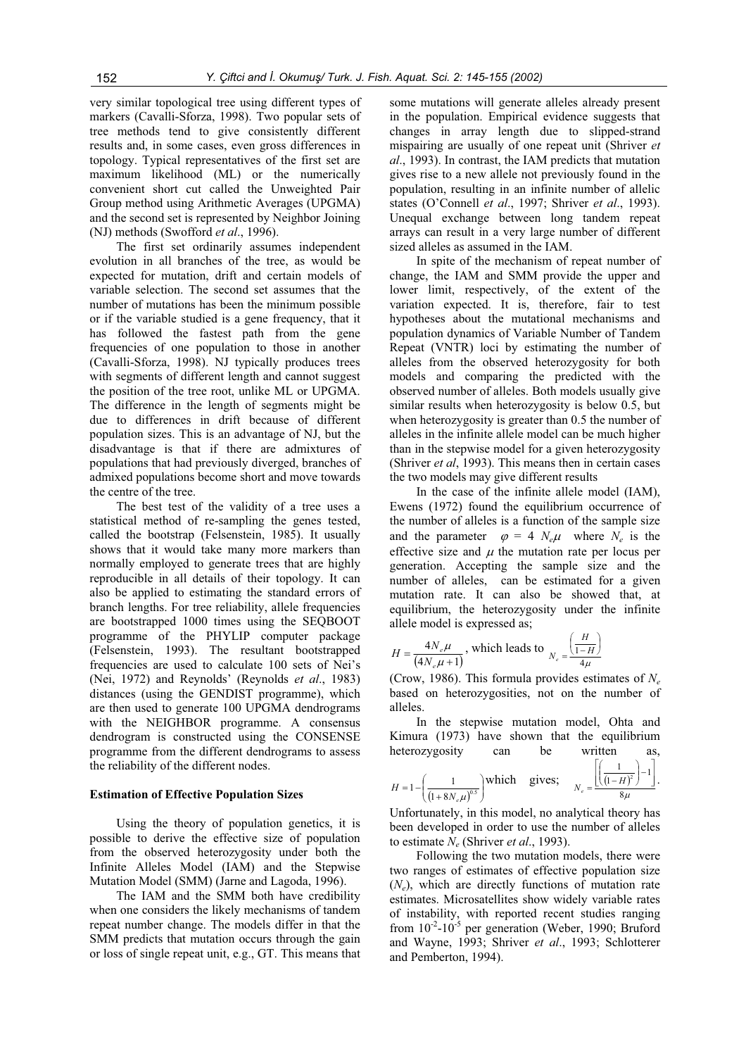very similar topological tree using different types of markers (Cavalli-Sforza, 1998). Two popular sets of tree methods tend to give consistently different results and, in some cases, even gross differences in topology. Typical representatives of the first set are maximum likelihood (ML) or the numerically convenient short cut called the Unweighted Pair Group method using Arithmetic Averages (UPGMA) and the second set is represented by Neighbor Joining (NJ) methods (Swofford *et al*., 1996).

The first set ordinarily assumes independent evolution in all branches of the tree, as would be expected for mutation, drift and certain models of variable selection. The second set assumes that the number of mutations has been the minimum possible or if the variable studied is a gene frequency, that it has followed the fastest path from the gene frequencies of one population to those in another (Cavalli-Sforza, 1998). NJ typically produces trees with segments of different length and cannot suggest the position of the tree root, unlike ML or UPGMA. The difference in the length of segments might be due to differences in drift because of different population sizes. This is an advantage of NJ, but the disadvantage is that if there are admixtures of populations that had previously diverged, branches of admixed populations become short and move towards the centre of the tree.

The best test of the validity of a tree uses a statistical method of re-sampling the genes tested, called the bootstrap (Felsenstein, 1985). It usually shows that it would take many more markers than normally employed to generate trees that are highly reproducible in all details of their topology. It can also be applied to estimating the standard errors of branch lengths. For tree reliability, allele frequencies are bootstrapped 1000 times using the SEQBOOT programme of the PHYLIP computer package (Felsenstein, 1993). The resultant bootstrapped frequencies are used to calculate 100 sets of Nei's (Nei, 1972) and Reynolds' (Reynolds *et al*., 1983) distances (using the GENDIST programme), which are then used to generate 100 UPGMA dendrograms with the NEIGHBOR programme. A consensus dendrogram is constructed using the CONSENSE programme from the different dendrograms to assess the reliability of the different nodes.

**Estimation of Effective Population Sizes**

Using the theory of population genetics, it is possible to derive the effective size of population from the observed heterozygosity under both the Infinite Alleles Model (IAM) and the Stepwise Mutation Model (SMM) (Jarne and Lagoda, 1996).

The IAM and the SMM both have credibility when one considers the likely mechanisms of tandem repeat number change. The models differ in that the SMM predicts that mutation occurs through the gain or loss of single repeat unit, e.g., GT. This means that some mutations will generate alleles already present in the population. Empirical evidence suggests that changes in array length due to slipped-strand mispairing are usually of one repeat unit (Shriver *et al*., 1993). In contrast, the IAM predicts that mutation gives rise to a new allele not previously found in the population, resulting in an infinite number of allelic states (O'Connell *et al*., 1997; Shriver *et al*., 1993). Unequal exchange between long tandem repeat arrays can result in a very large number of different sized alleles as assumed in the IAM.

In spite of the mechanism of repeat number of change, the IAM and SMM provide the upper and lower limit, respectively, of the extent of the variation expected. It is, therefore, fair to test hypotheses about the mutational mechanisms and population dynamics of Variable Number of Tandem Repeat (VNTR) loci by estimating the number of alleles from the observed heterozygosity for both models and comparing the predicted with the observed number of alleles. Both models usually give similar results when heterozygosity is below 0.5, but when heterozygosity is greater than 0.5 the number of alleles in the infinite allele model can be much higher than in the stepwise model for a given heterozygosity (Shriver *et al*, 1993). This means then in certain cases the two models may give different results

In the case of the infinite allele model (IAM), Ewens (1972) found the equilibrium occurrence of the number of alleles is a function of the sample size and the parameter $\varphi = 4N_e\mu$ where $N_e$ is the effective size and $\mu$ the mutation rate per locus per generation. Accepting the sample size and the number of alleles, can be estimated for a given mutation rate. It can also be showed that, at equilibrium, the heterozygosity under the infinite allele model is expressed as;

$$H = \frac{4N_e\mu}{(4N_e\mu + 1)}, \text{ which leads to } N_e = \frac{\left(\frac{H}{1-H}\right)}{4\mu}$$

(Crow, 1986). This formula provides estimates of $N_e$ based on heterozygosities, not on the number of alleles.

In the stepwise mutation model, Ohta and Kimura (1973) have shown that the equilibrium heterozygosity can be written as,

$$H = 1 - \left(\frac{1}{(1+8N_e\mu)^{0.5}}\right) \text{ which gives; } N_e = \frac{\left[\left(\frac{1}{(1-H)^2}\right) - 1\right]}{8\mu}.$$

Unfortunately, in this model, no analytical theory has been developed in order to use the number of alleles to estimate $N_e$ (Shriver *et al*., 1993).

Following the two mutation models, there were two ranges of estimates of effective population size ($N_e$), which are directly functions of mutation rate estimates. Microsatellites show widely variable rates of instability, with reported recent studies ranging from $10^{-2}$-$10^{-5}$ per generation (Weber, 1990; Bruford and Wayne, 1993; Shriver *et al*., 1993; Schlotterer and Pemberton, 1994).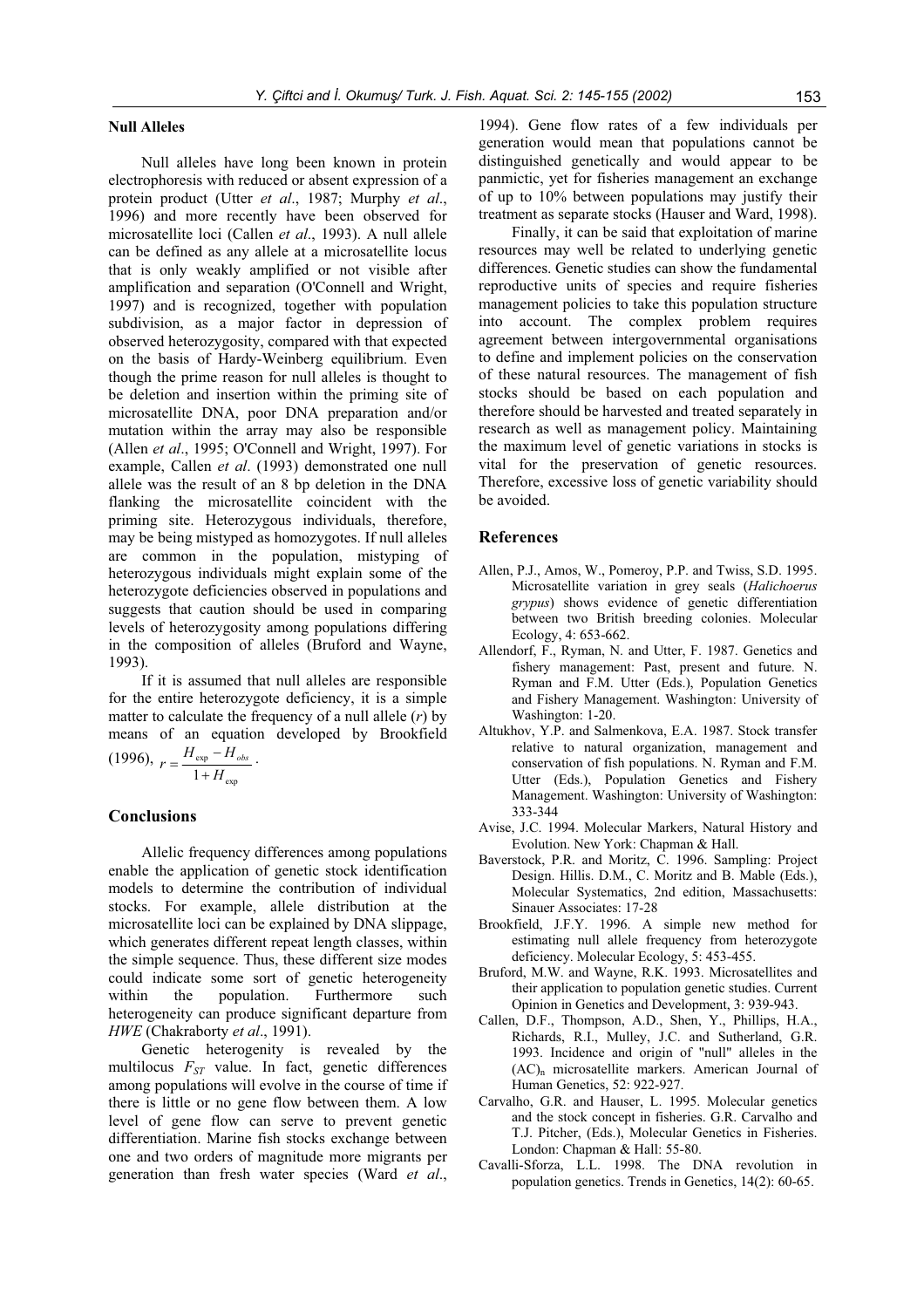### Null Alleles

Null alleles have long been known in protein electrophoresis with reduced or absent expression of a protein product (Utter *et al*., 1987; Murphy *et al*., 1996) and more recently have been observed for microsatellite loci (Callen *et al*., 1993). A null allele can be defined as any allele at a microsatellite locus that is only weakly amplified or not visible after amplification and separation (O'Connell and Wright, 1997) and is recognized, together with population subdivision, as a major factor in depression of observed heterozygosity, compared with that expected on the basis of Hardy-Weinberg equilibrium. Even though the prime reason for null alleles is thought to be deletion and insertion within the priming site of microsatellite DNA, poor DNA preparation and/or mutation within the array may also be responsible (Allen *et al*., 1995; O'Connell and Wright, 1997). For example, Callen *et al*. (1993) demonstrated one null allele was the result of an 8 bp deletion in the DNA flanking the microsatellite coincident with the priming site. Heterozygous individuals, therefore, may be being mistyped as homozygotes. If null alleles are common in the population, mistyping of heterozygous individuals might explain some of the heterozygote deficiencies observed in populations and suggests that caution should be used in comparing levels of heterozygosity among populations differing in the composition of alleles (Bruford and Wayne, 1993).

If it is assumed that null alleles are responsible for the entire heterozygote deficiency, it is a simple matter to calculate the frequency of a null allele ($r$) by means of an equation developed by Brookfield (1996), $r = \frac{H_{\exp} - H_{obs}}{1 + H_{\exp}}$.

## Conclusions

Allelic frequency differences among populations enable the application of genetic stock identification models to determine the contribution of individual stocks. For example, allele distribution at the microsatellite loci can be explained by DNA slippage, which generates different repeat length classes, within the simple sequence. Thus, these different size modes could indicate some sort of genetic heterogeneity within the population. Furthermore such heterogeneity can produce significant departure from *HWE* (Chakraborty *et al*., 1991).

Genetic heterogenity is revealed by the multilocus $F_{ST}$ value. In fact, genetic differences among populations will evolve in the course of time if there is little or no gene flow between them. A low level of gene flow can serve to prevent genetic differentiation. Marine fish stocks exchange between one and two orders of magnitude more migrants per generation than fresh water species (Ward *et al*., 1994). Gene flow rates of a few individuals per generation would mean that populations cannot be distinguished genetically and would appear to be panmictic, yet for fisheries management an exchange of up to 10% between populations may justify their treatment as separate stocks (Hauser and Ward, 1998).

Finally, it can be said that exploitation of marine resources may well be related to underlying genetic differences. Genetic studies can show the fundamental reproductive units of species and require fisheries management policies to take this population structure into account. The complex problem requires agreement between intergovernmental organisations to define and implement policies on the conservation of these natural resources. The management of fish stocks should be based on each population and therefore should be harvested and treated separately in research as well as management policy. Maintaining the maximum level of genetic variations in stocks is vital for the preservation of genetic resources. Therefore, excessive loss of genetic variability should be avoided.

## References

Allen, P.J., Amos, W., Pomeroy, P.P. and Twiss, S.D. 1995. Microsatellite variation in grey seals (*Halichoerus grypus*) shows evidence of genetic differentiation between two British breeding colonies. Molecular Ecology, 4: 653-662.

Allendorf, F., Ryman, N. and Utter, F. 1987. Genetics and fishery management: Past, present and future. N. Ryman and F.M. Utter (Eds.), Population Genetics and Fishery Management. Washington: University of Washington: 1-20.

Altukhov, Y.P. and Salmenkova, E.A. 1987. Stock transfer relative to natural organization, management and conservation of fish populations. N. Ryman and F.M. Utter (Eds.), Population Genetics and Fishery Management. Washington: University of Washington: 333-344

Avise, J.C. 1994. Molecular Markers, Natural History and Evolution. New York: Chapman & Hall.

Baverstock, P.R. and Moritz, C. 1996. Sampling: Project Design. Hillis. D.M., C. Moritz and B. Mable (Eds.), Molecular Systematics, 2nd edition, Massachusetts: Sinauer Associates: 17-28

Brookfield, J.F.Y. 1996. A simple new method for estimating null allele frequency from heterozygote deficiency. Molecular Ecology, 5: 453-455.

Bruford, M.W. and Wayne, R.K. 1993. Microsatellites and their application to population genetic studies. Current Opinion in Genetics and Development, 3: 939-943.

Callen, D.F., Thompson, A.D., Shen, Y., Phillips, H.A., Richards, R.I., Mulley, J.C. and Sutherland, G.R. 1993. Incidence and origin of "null" alleles in the $(AC)_n$ microsatellite markers. American Journal of Human Genetics, 52: 922-927.

Carvalho, G.R. and Hauser, L. 1995. Molecular genetics and the stock concept in fisheries. G.R. Carvalho and T.J. Pitcher, (Eds.), Molecular Genetics in Fisheries. London: Chapman & Hall: 55-80.

Cavalli-Sforza, L.L. 1998. The DNA revolution in population genetics. Trends in Genetics, 14(2): 60-65.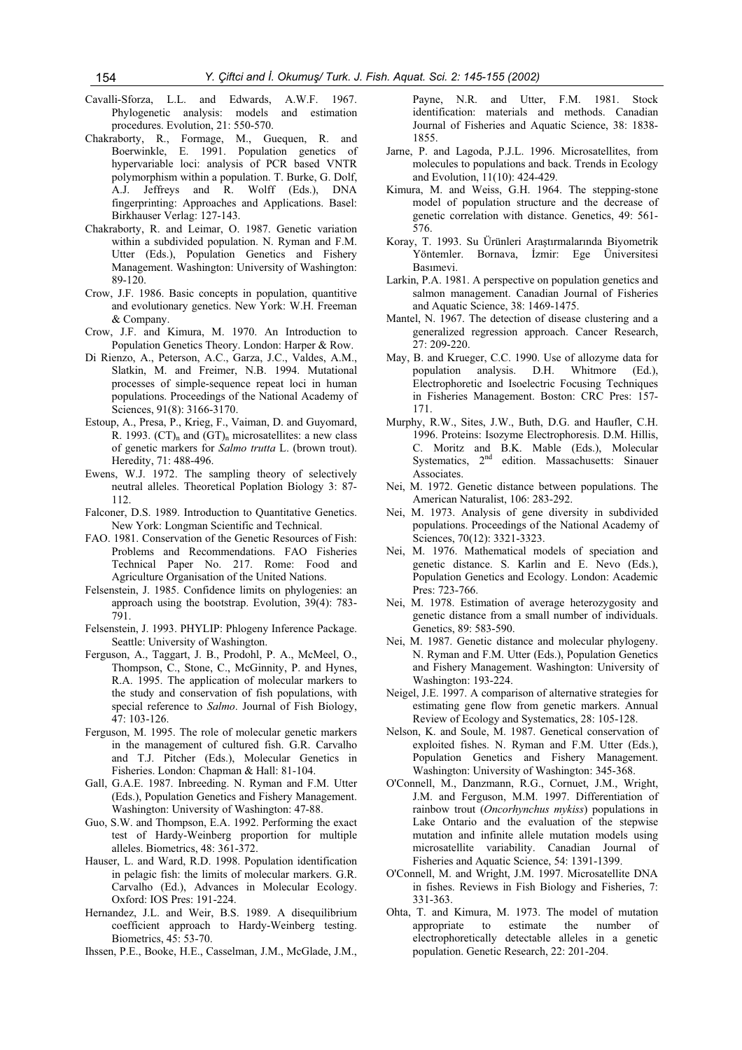Cavalli-Sforza, L.L. and Edwards, A.W.F. 1967. Phylogenetic analysis: models and estimation procedures. Evolution, 21: 550-570.

Chakraborty, R., Formage, M., Guequen, R. and Boerwinkle, E. 1991. Population genetics of hypervariable loci: analysis of PCR based VNTR polymorphism within a population. T. Burke, G. Dolf, A.J. Jeffreys and R. Wolff (Eds.), DNA fingerprinting: Approaches and Applications. Basel: Birkhauser Verlag: 127-143.

Chakraborty, R. and Leimar, O. 1987. Genetic variation within a subdivided population. N. Ryman and F.M. Utter (Eds.), Population Genetics and Fishery Management. Washington: University of Washington: 89-120.

Crow, J.F. 1986. Basic concepts in population, quantitive and evolutionary genetics. New York: W.H. Freeman & Company.

Crow, J.F. and Kimura, M. 1970. An Introduction to Population Genetics Theory. London: Harper & Row.

Di Rienzo, A., Peterson, A.C., Garza, J.C., Valdes, A.M., Slatkin, M. and Freimer, N.B. 1994. Mutational processes of simple-sequence repeat loci in human populations. Proceedings of the National Academy of Sciences, 91(8): 3166-3170.

Estoup, A., Presa, P., Krieg, F., Vaiman, D. and Guyomard, R. 1993. $(CT)_n$ and $(GT)_n$ microsatellites: a new class of genetic markers for *Salmo trutta* L. (brown trout). Heredity, 71: 488-496.

Ewens, W.J. 1972. The sampling theory of selectively neutral alleles. Theoretical Poplation Biology 3: 87-112.

Falconer, D.S. 1989. Introduction to Quantitative Genetics. New York: Longman Scientific and Technical.

FAO. 1981. Conservation of the Genetic Resources of Fish: Problems and Recommendations. FAO Fisheries Technical Paper No. 217. Rome: Food and Agriculture Organisation of the United Nations.

Felsenstein, J. 1985. Confidence limits on phylogenies: an approach using the bootstrap. Evolution, 39(4): 783-791.

Felsenstein, J. 1993. PHYLIP: Phlogeny Inference Package. Seattle: University of Washington.

Ferguson, A., Taggart, J. B., Prodohl, P. A., McMeel, O., Thompson, C., Stone, C., McGinnity, P. and Hynes, R.A. 1995. The application of molecular markers to the study and conservation of fish populations, with special reference to *Salmo*. Journal of Fish Biology, 47: 103-126.

Ferguson, M. 1995. The role of molecular genetic markers in the management of cultured fish. G.R. Carvalho and T.J. Pitcher (Eds.), Molecular Genetics in Fisheries. London: Chapman & Hall: 81-104.

Gall, G.A.E. 1987. Inbreeding. N. Ryman and F.M. Utter (Eds.), Population Genetics and Fishery Management. Washington: University of Washington: 47-88.

Guo, S.W. and Thompson, E.A. 1992. Performing the exact test of Hardy-Weinberg proportion for multiple alleles. Biometrics, 48: 361-372.

Hauser, L. and Ward, R.D. 1998. Population identification in pelagic fish: the limits of molecular markers. G.R. Carvalho (Ed.), Advances in Molecular Ecology. Oxford: IOS Pres: 191-224.

Hernandez, J.L. and Weir, B.S. 1989. A disequilibrium coefficient approach to Hardy-Weinberg testing. Biometrics, 45: 53-70.

Ihssen, P.E., Booke, H.E., Casselman, J.M., McGlade, J.M., Payne, N.R. and Utter, F.M. 1981. Stock identification: materials and methods. Canadian Journal of Fisheries and Aquatic Science, 38: 1838-1855.

Jarne, P. and Lagoda, P.J.L. 1996. Microsatellites, from molecules to populations and back. Trends in Ecology and Evolution, 11(10): 424-429.

Kimura, M. and Weiss, G.H. 1964. The stepping-stone model of population structure and the decrease of genetic correlation with distance. Genetics, 49: 561-576.

Koray, T. 1993. Su Ürünleri Araştırmalarında Biyometrik Yöntemler. Bornava, İzmir: Ege Üniversitesi Basımevi.

Larkin, P.A. 1981. A perspective on population genetics and salmon management. Canadian Journal of Fisheries and Aquatic Science, 38: 1469-1475.

Mantel, N. 1967. The detection of disease clustering and a generalized regression approach. Cancer Research, 27: 209-220.

May, B. and Krueger, C.C. 1990. Use of allozyme data for population analysis. D.H. Whitmore (Ed.), Electrophoretic and Isoelectric Focusing Techniques in Fisheries Management. Boston: CRC Pres: 157-171.

Murphy, R.W., Sites, J.W., Buth, D.G. and Haufler, C.H. 1996. Proteins: Isozyme Electrophoresis. D.M. Hillis, C. Moritz and B.K. Mable (Eds.), Molecular Systematics, 2nd edition. Massachusetts: Sinauer Associates.

Nei, M. 1972. Genetic distance between populations. The American Naturalist, 106: 283-292.

Nei, M. 1973. Analysis of gene diversity in subdivided populations. Proceedings of the National Academy of Sciences, 70(12): 3321-3323.

Nei, M. 1976. Mathematical models of speciation and genetic distance. S. Karlin and E. Nevo (Eds.), Population Genetics and Ecology. London: Academic Pres: 723-766.

Nei, M. 1978. Estimation of average heterozygosity and genetic distance from a small number of individuals. Genetics, 89: 583-590.

Nei, M. 1987. Genetic distance and molecular phylogeny. N. Ryman and F.M. Utter (Eds.), Population Genetics and Fishery Management. Washington: University of Washington: 193-224.

Neigel, J.E. 1997. A comparison of alternative strategies for estimating gene flow from genetic markers. Annual Review of Ecology and Systematics, 28: 105-128.

Nelson, K. and Soule, M. 1987. Genetical conservation of exploited fishes. N. Ryman and F.M. Utter (Eds.), Population Genetics and Fishery Management. Washington: University of Washington: 345-368.

O'Connell, M., Danzmann, R.G., Cornuet, J.M., Wright, J.M. and Ferguson, M.M. 1997. Differentiation of rainbow trout (*Oncorhynchus mykiss*) populations in Lake Ontario and the evaluation of the stepwise mutation and infinite allele mutation models using microsatellite variability. Canadian Journal of Fisheries and Aquatic Science, 54: 1391-1399.

O'Connell, M. and Wright, J.M. 1997. Microsatellite DNA in fishes. Reviews in Fish Biology and Fisheries, 7: 331-363.

Ohta, T. and Kimura, M. 1973. The model of mutation appropriate to estimate the number of electrophoretically detectable alleles in a genetic population. Genetic Research, 22: 201-204.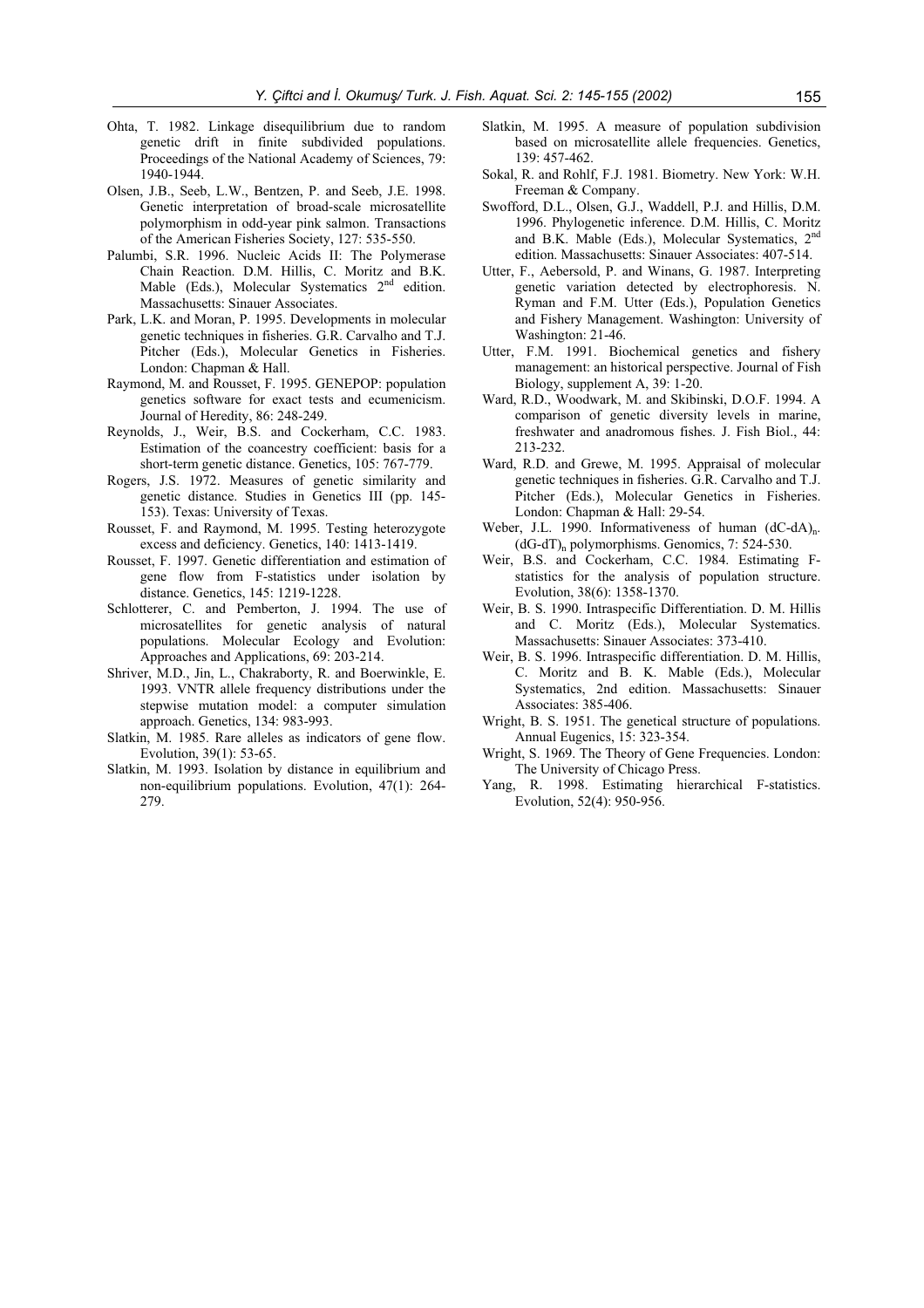Ohta, T. 1982. Linkage disequilibrium due to random genetic drift in finite subdivided populations. Proceedings of the National Academy of Sciences, 79: 1940-1944.

Olsen, J.B., Seeb, L.W., Bentzen, P. and Seeb, J.E. 1998. Genetic interpretation of broad-scale microsatellite polymorphism in odd-year pink salmon. Transactions of the American Fisheries Society, 127: 535-550.

Palumbi, S.R. 1996. Nucleic Acids II: The Polymerase Chain Reaction. D.M. Hillis, C. Moritz and B.K. Mable (Eds.), Molecular Systematics 2nd edition. Massachusetts: Sinauer Associates.

Park, L.K. and Moran, P. 1995. Developments in molecular genetic techniques in fisheries. G.R. Carvalho and T.J. Pitcher (Eds.), Molecular Genetics in Fisheries. London: Chapman & Hall.

Raymond, M. and Rousset, F. 1995. GENEPOP: population genetics software for exact tests and ecumenicism. Journal of Heredity, 86: 248-249.

Reynolds, J., Weir, B.S. and Cockerham, C.C. 1983. Estimation of the coancestry coefficient: basis for a short-term genetic distance. Genetics, 105: 767-779.

Rogers, J.S. 1972. Measures of genetic similarity and genetic distance. Studies in Genetics III (pp. 145-153). Texas: University of Texas.

Rousset, F. and Raymond, M. 1995. Testing heterozygote excess and deficiency. Genetics, 140: 1413-1419.

Rousset, F. 1997. Genetic differentiation and estimation of gene flow from F-statistics under isolation by distance. Genetics, 145: 1219-1228.

Schlotterer, C. and Pemberton, J. 1994. The use of microsatellites for genetic analysis of natural populations. Molecular Ecology and Evolution: Approaches and Applications, 69: 203-214.

Shriver, M.D., Jin, L., Chakraborty, R. and Boerwinkle, E. 1993. VNTR allele frequency distributions under the stepwise mutation model: a computer simulation approach. Genetics, 134: 983-993.

Slatkin, M. 1985. Rare alleles as indicators of gene flow. Evolution, 39(1): 53-65.

Slatkin, M. 1993. Isolation by distance in equilibrium and non-equilibrium populations. Evolution, 47(1): 264-279.

Slatkin, M. 1995. A measure of population subdivision based on microsatellite allele frequencies. Genetics, 139: 457-462.

Sokal, R. and Rohlf, F.J. 1981. Biometry. New York: W.H. Freeman & Company.

Swofford, D.L., Olsen, G.J., Waddell, P.J. and Hillis, D.M. 1996. Phylogenetic inference. D.M. Hillis, C. Moritz and B.K. Mable (Eds.), Molecular Systematics, 2nd edition. Massachusetts: Sinauer Associates: 407-514.

Utter, F., Aebersold, P. and Winans, G. 1987. Interpreting genetic variation detected by electrophoresis. N. Ryman and F.M. Utter (Eds.), Population Genetics and Fishery Management. Washington: University of Washington: 21-46.

Utter, F.M. 1991. Biochemical genetics and fishery management: an historical perspective. Journal of Fish Biology, supplement A, 39: 1-20.

Ward, R.D., Woodwark, M. and Skibinski, D.O.F. 1994. A comparison of genetic diversity levels in marine, freshwater and anadromous fishes. J. Fish Biol., 44: 213-232.

Ward, R.D. and Grewe, M. 1995. Appraisal of molecular genetic techniques in fisheries. G.R. Carvalho and T.J. Pitcher (Eds.), Molecular Genetics in Fisheries. London: Chapman & Hall: 29-54.

Weber, J.L. 1990. Informativeness of human $(dC\text{-}dA)_n$. $(dG\text{-}dT)_n$ polymorphisms. Genomics, 7: 524-530.

Weir, B.S. and Cockerham, C.C. 1984. Estimating F-statistics for the analysis of population structure. Evolution, 38(6): 1358-1370.

Weir, B. S. 1990. Intraspecific Differentiation. D. M. Hillis and C. Moritz (Eds.), Molecular Systematics. Massachusetts: Sinauer Associates: 373-410.

Weir, B. S. 1996. Intraspecific differentiation. D. M. Hillis, C. Moritz and B. K. Mable (Eds.), Molecular Systematics, 2nd edition. Massachusetts: Sinauer Associates: 385-406.

Wright, B. S. 1951. The genetical structure of populations. Annual Eugenics, 15: 323-354.

Wright, S. 1969. The Theory of Gene Frequencies. London: The University of Chicago Press.

Yang, R. 1998. Estimating hierarchical F-statistics. Evolution, 52(4): 950-956.